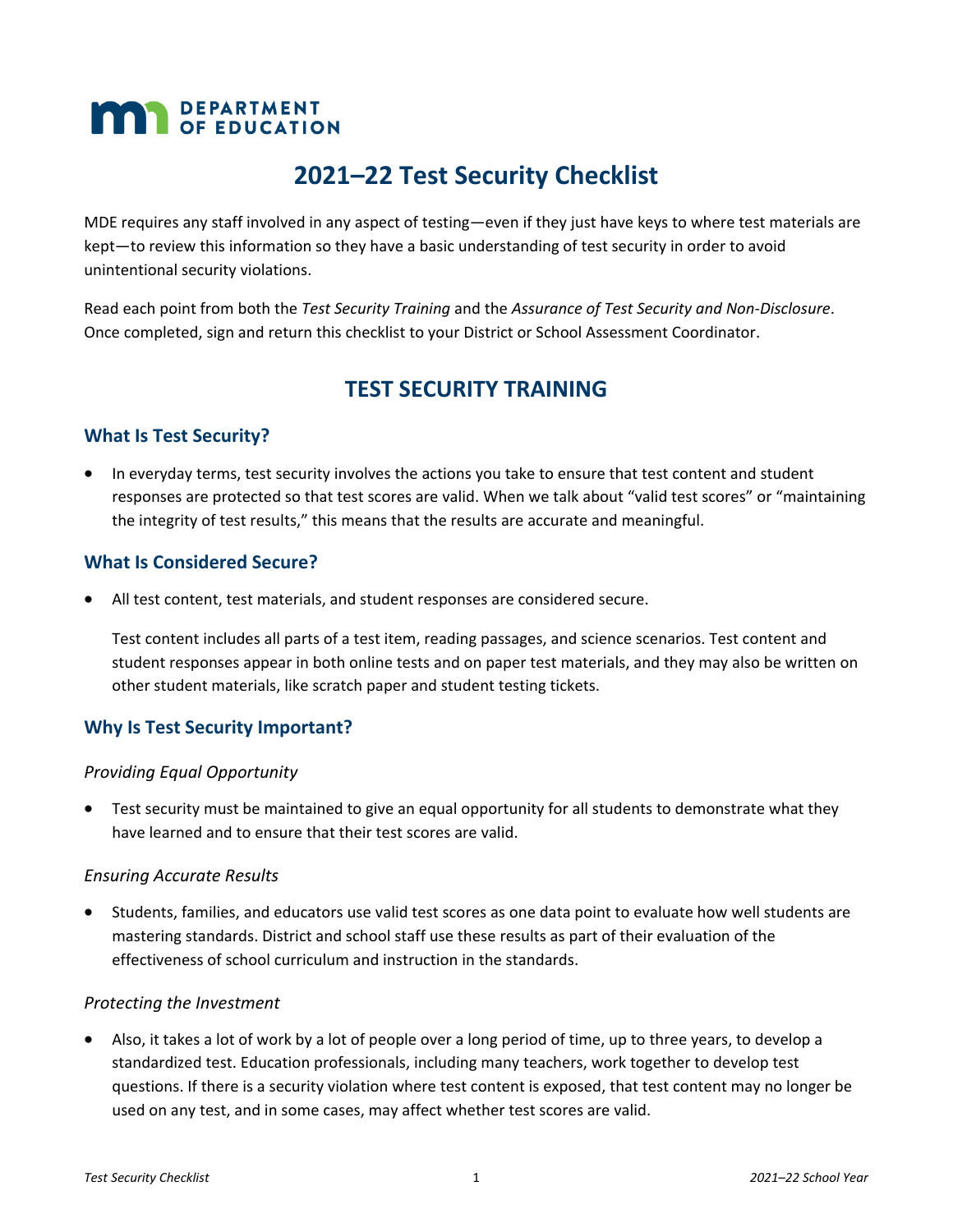MN DEPARTMENT OF EDUCATION

# 2021–22 Test Security Checklist

MDE requires any staff involved in any aspect of testing—even if they just have keys to where test materials are kept—to review this information so they have a basic understanding of test security in order to avoid unintentional security violations.

Read each point from both the *Test Security Training* and the *Assurance of Test Security and Non-Disclosure*. Once completed, sign and return this checklist to your District or School Assessment Coordinator.

## TEST SECURITY TRAINING

### What Is Test Security?

- In everyday terms, test security involves the actions you take to ensure that test content and student responses are protected so that test scores are valid. When we talk about "valid test scores" or "maintaining the integrity of test results," this means that the results are accurate and meaningful.

### What Is Considered Secure?

- All test content, test materials, and student responses are considered secure.

  Test content includes all parts of a test item, reading passages, and science scenarios. Test content and student responses appear in both online tests and on paper test materials, and they may also be written on other student materials, like scratch paper and student testing tickets.

### Why Is Test Security Important?

*Providing Equal Opportunity*

- Test security must be maintained to give an equal opportunity for all students to demonstrate what they have learned and to ensure that their test scores are valid.

*Ensuring Accurate Results*

- Students, families, and educators use valid test scores as one data point to evaluate how well students are mastering standards. District and school staff use these results as part of their evaluation of the effectiveness of school curriculum and instruction in the standards.

*Protecting the Investment*

- Also, it takes a lot of work by a lot of people over a long period of time, up to three years, to develop a standardized test. Education professionals, including many teachers, work together to develop test questions. If there is a security violation where test content is exposed, that test content may no longer be used on any test, and in some cases, may affect whether test scores are valid.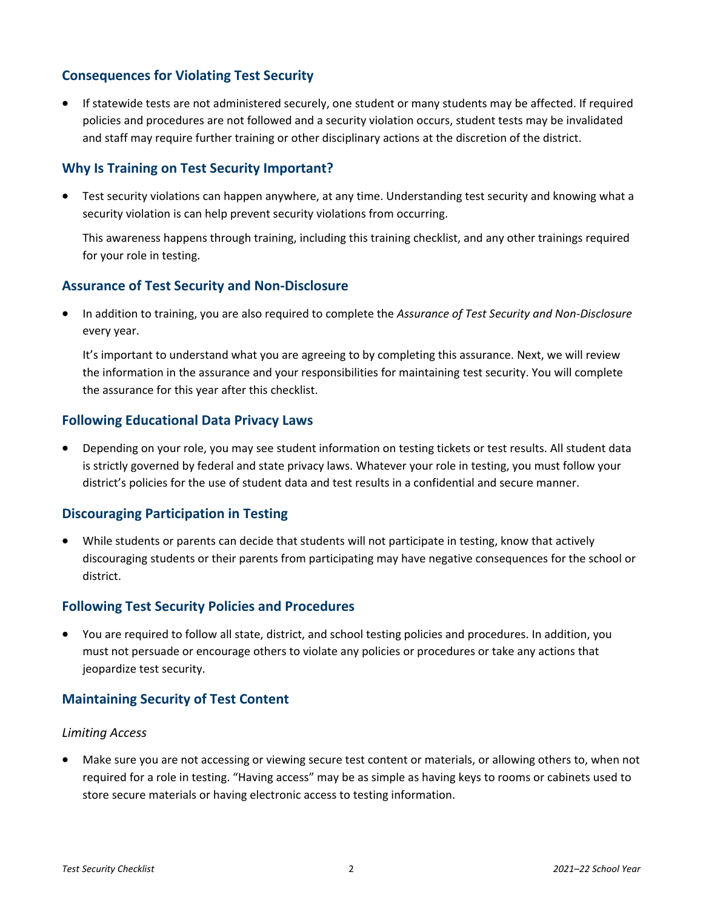## Consequences for Violating Test Security

- If statewide tests are not administered securely, one student or many students may be affected. If required policies and procedures are not followed and a security violation occurs, student tests may be invalidated and staff may require further training or other disciplinary actions at the discretion of the district.

## Why Is Training on Test Security Important?

- Test security violations can happen anywhere, at any time. Understanding test security and knowing what a security violation is can help prevent security violations from occurring.

  This awareness happens through training, including this training checklist, and any other trainings required for your role in testing.

## Assurance of Test Security and Non-Disclosure

- In addition to training, you are also required to complete the *Assurance of Test Security and Non-Disclosure* every year.

  It's important to understand what you are agreeing to by completing this assurance. Next, we will review the information in the assurance and your responsibilities for maintaining test security. You will complete the assurance for this year after this checklist.

## Following Educational Data Privacy Laws

- Depending on your role, you may see student information on testing tickets or test results. All student data is strictly governed by federal and state privacy laws. Whatever your role in testing, you must follow your district's policies for the use of student data and test results in a confidential and secure manner.

## Discouraging Participation in Testing

- While students or parents can decide that students will not participate in testing, know that actively discouraging students or their parents from participating may have negative consequences for the school or district.

## Following Test Security Policies and Procedures

- You are required to follow all state, district, and school testing policies and procedures. In addition, you must not persuade or encourage others to violate any policies or procedures or take any actions that jeopardize test security.

## Maintaining Security of Test Content

*Limiting Access*

- Make sure you are not accessing or viewing secure test content or materials, or allowing others to, when not required for a role in testing. "Having access" may be as simple as having keys to rooms or cabinets used to store secure materials or having electronic access to testing information.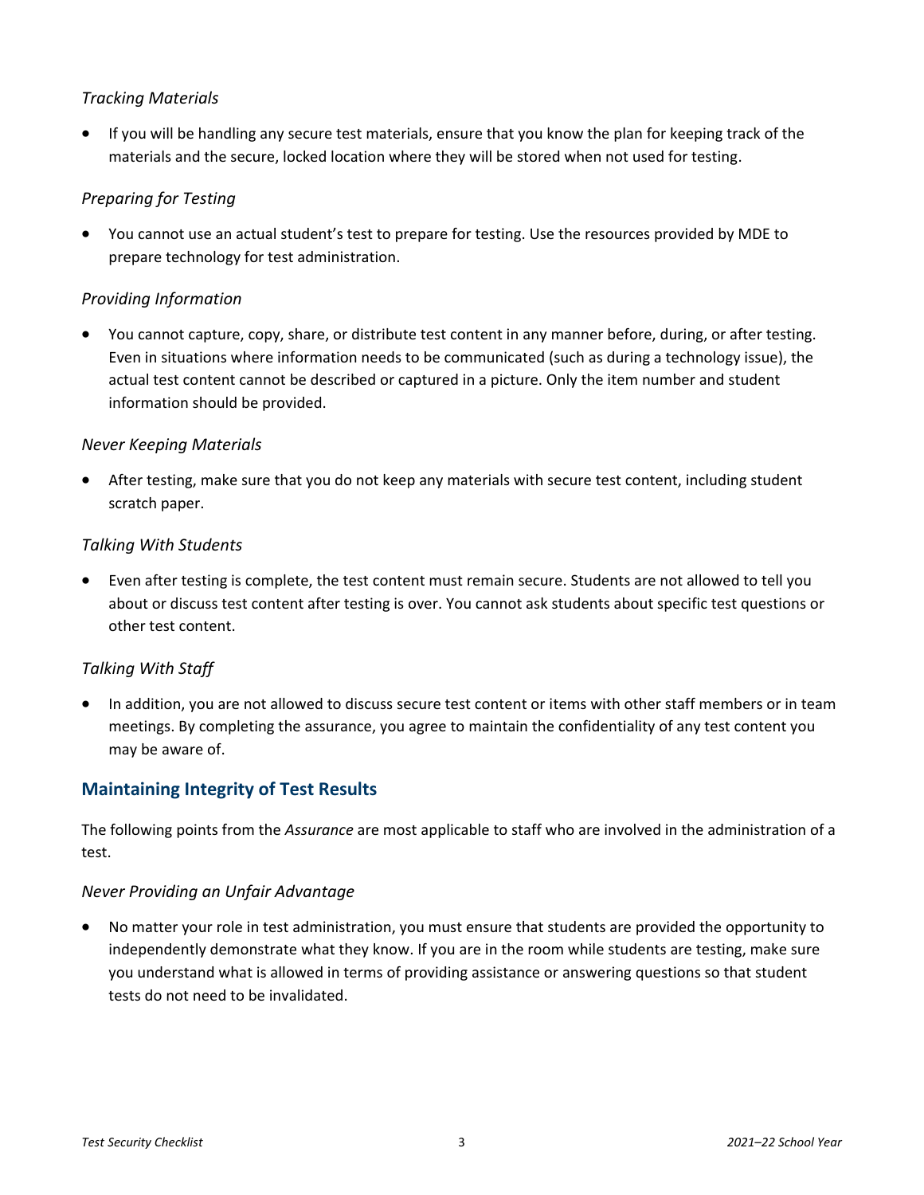### *Tracking Materials*

- If you will be handling any secure test materials, ensure that you know the plan for keeping track of the materials and the secure, locked location where they will be stored when not used for testing.

### *Preparing for Testing*

- You cannot use an actual student's test to prepare for testing. Use the resources provided by MDE to prepare technology for test administration.

### *Providing Information*

- You cannot capture, copy, share, or distribute test content in any manner before, during, or after testing. Even in situations where information needs to be communicated (such as during a technology issue), the actual test content cannot be described or captured in a picture. Only the item number and student information should be provided.

### *Never Keeping Materials*

- After testing, make sure that you do not keep any materials with secure test content, including student scratch paper.

### *Talking With Students*

- Even after testing is complete, the test content must remain secure. Students are not allowed to tell you about or discuss test content after testing is over. You cannot ask students about specific test questions or other test content.

### *Talking With Staff*

- In addition, you are not allowed to discuss secure test content or items with other staff members or in team meetings. By completing the assurance, you agree to maintain the confidentiality of any test content you may be aware of.

## Maintaining Integrity of Test Results

The following points from the *Assurance* are most applicable to staff who are involved in the administration of a test.

### *Never Providing an Unfair Advantage*

- No matter your role in test administration, you must ensure that students are provided the opportunity to independently demonstrate what they know. If you are in the room while students are testing, make sure you understand what is allowed in terms of providing assistance or answering questions so that student tests do not need to be invalidated.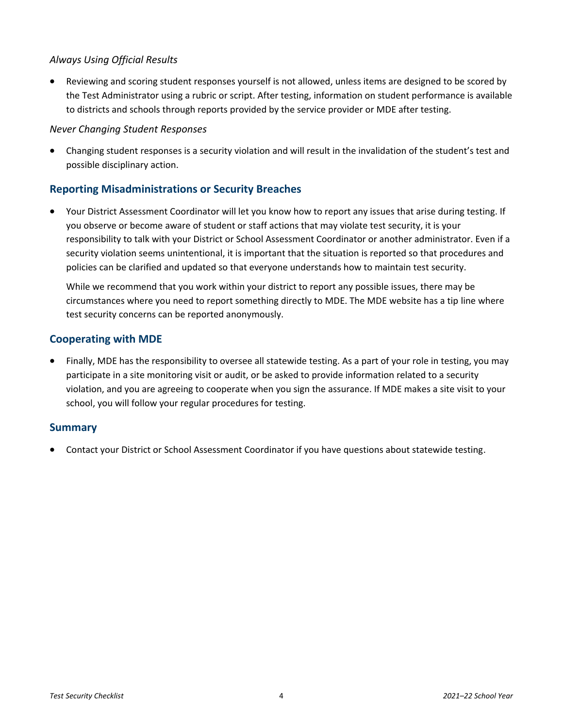*Always Using Official Results*

- Reviewing and scoring student responses yourself is not allowed, unless items are designed to be scored by the Test Administrator using a rubric or script. After testing, information on student performance is available to districts and schools through reports provided by the service provider or MDE after testing.

*Never Changing Student Responses*

- Changing student responses is a security violation and will result in the invalidation of the student's test and possible disciplinary action.

## Reporting Misadministrations or Security Breaches

- Your District Assessment Coordinator will let you know how to report any issues that arise during testing. If you observe or become aware of student or staff actions that may violate test security, it is your responsibility to talk with your District or School Assessment Coordinator or another administrator. Even if a security violation seems unintentional, it is important that the situation is reported so that procedures and policies can be clarified and updated so that everyone understands how to maintain test security.

  While we recommend that you work within your district to report any possible issues, there may be circumstances where you need to report something directly to MDE. The MDE website has a tip line where test security concerns can be reported anonymously.

## Cooperating with MDE

- Finally, MDE has the responsibility to oversee all statewide testing. As a part of your role in testing, you may participate in a site monitoring visit or audit, or be asked to provide information related to a security violation, and you are agreeing to cooperate when you sign the assurance. If MDE makes a site visit to your school, you will follow your regular procedures for testing.

## Summary

- Contact your District or School Assessment Coordinator if you have questions about statewide testing.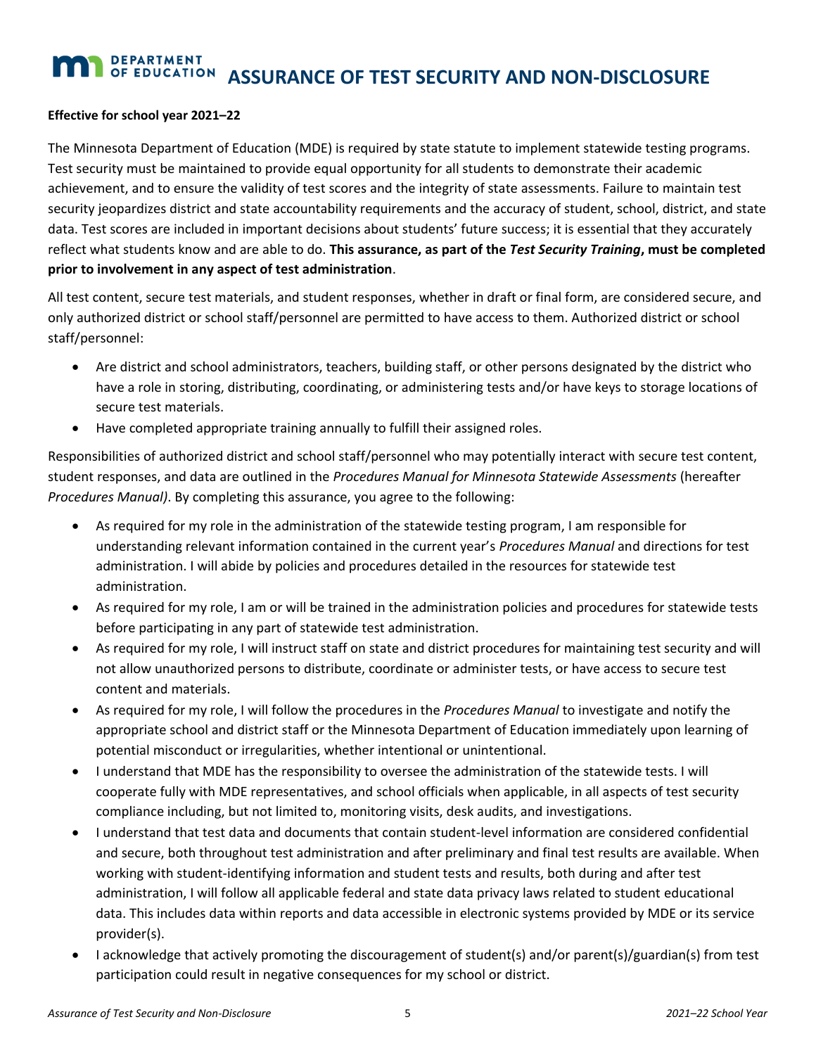# ASSURANCE OF TEST SECURITY AND NON-DISCLOSURE

**Effective for school year 2021–22**

The Minnesota Department of Education (MDE) is required by state statute to implement statewide testing programs. Test security must be maintained to provide equal opportunity for all students to demonstrate their academic achievement, and to ensure the validity of test scores and the integrity of state assessments. Failure to maintain test security jeopardizes district and state accountability requirements and the accuracy of student, school, district, and state data. Test scores are included in important decisions about students' future success; it is essential that they accurately reflect what students know and are able to do. **This assurance, as part of the *Test Security Training*, must be completed prior to involvement in any aspect of test administration**.

All test content, secure test materials, and student responses, whether in draft or final form, are considered secure, and only authorized district or school staff/personnel are permitted to have access to them. Authorized district or school staff/personnel:

- Are district and school administrators, teachers, building staff, or other persons designated by the district who have a role in storing, distributing, coordinating, or administering tests and/or have keys to storage locations of secure test materials.
- Have completed appropriate training annually to fulfill their assigned roles.

Responsibilities of authorized district and school staff/personnel who may potentially interact with secure test content, student responses, and data are outlined in the *Procedures Manual for Minnesota Statewide Assessments* (hereafter *Procedures Manual)*. By completing this assurance, you agree to the following:

- As required for my role in the administration of the statewide testing program, I am responsible for understanding relevant information contained in the current year's *Procedures Manual* and directions for test administration. I will abide by policies and procedures detailed in the resources for statewide test administration.
- As required for my role, I am or will be trained in the administration policies and procedures for statewide tests before participating in any part of statewide test administration.
- As required for my role, I will instruct staff on state and district procedures for maintaining test security and will not allow unauthorized persons to distribute, coordinate or administer tests, or have access to secure test content and materials.
- As required for my role, I will follow the procedures in the *Procedures Manual* to investigate and notify the appropriate school and district staff or the Minnesota Department of Education immediately upon learning of potential misconduct or irregularities, whether intentional or unintentional.
- I understand that MDE has the responsibility to oversee the administration of the statewide tests. I will cooperate fully with MDE representatives, and school officials when applicable, in all aspects of test security compliance including, but not limited to, monitoring visits, desk audits, and investigations.
- I understand that test data and documents that contain student-level information are considered confidential and secure, both throughout test administration and after preliminary and final test results are available. When working with student-identifying information and student tests and results, both during and after test administration, I will follow all applicable federal and state data privacy laws related to student educational data. This includes data within reports and data accessible in electronic systems provided by MDE or its service provider(s).
- I acknowledge that actively promoting the discouragement of student(s) and/or parent(s)/guardian(s) from test participation could result in negative consequences for my school or district.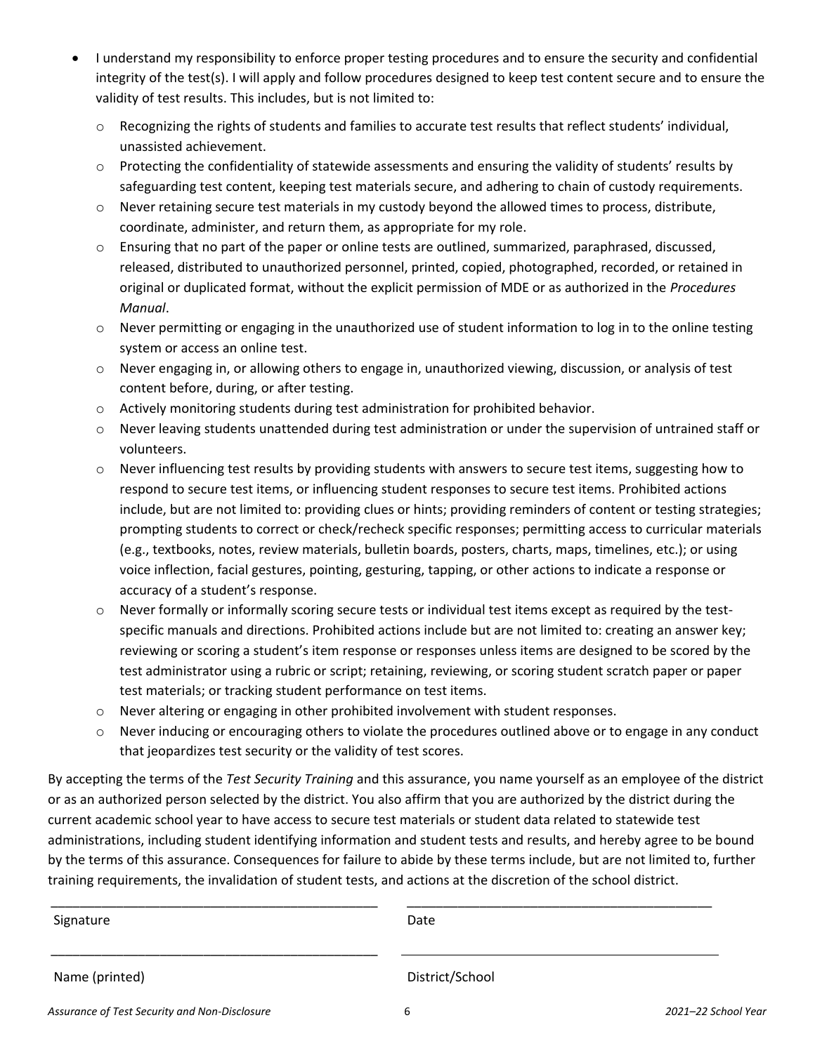- I understand my responsibility to enforce proper testing procedures and to ensure the security and confidential integrity of the test(s). I will apply and follow procedures designed to keep test content secure and to ensure the validity of test results. This includes, but is not limited to:
  - Recognizing the rights of students and families to accurate test results that reflect students' individual, unassisted achievement.
  - Protecting the confidentiality of statewide assessments and ensuring the validity of students' results by safeguarding test content, keeping test materials secure, and adhering to chain of custody requirements.
  - Never retaining secure test materials in my custody beyond the allowed times to process, distribute, coordinate, administer, and return them, as appropriate for my role.
  - Ensuring that no part of the paper or online tests are outlined, summarized, paraphrased, discussed, released, distributed to unauthorized personnel, printed, copied, photographed, recorded, or retained in original or duplicated format, without the explicit permission of MDE or as authorized in the *Procedures Manual*.
  - Never permitting or engaging in the unauthorized use of student information to log in to the online testing system or access an online test.
  - Never engaging in, or allowing others to engage in, unauthorized viewing, discussion, or analysis of test content before, during, or after testing.
  - Actively monitoring students during test administration for prohibited behavior.
  - Never leaving students unattended during test administration or under the supervision of untrained staff or volunteers.
  - Never influencing test results by providing students with answers to secure test items, suggesting how to respond to secure test items, or influencing student responses to secure test items. Prohibited actions include, but are not limited to: providing clues or hints; providing reminders of content or testing strategies; prompting students to correct or check/recheck specific responses; permitting access to curricular materials (e.g., textbooks, notes, review materials, bulletin boards, posters, charts, maps, timelines, etc.); or using voice inflection, facial gestures, pointing, gesturing, tapping, or other actions to indicate a response or accuracy of a student's response.
  - Never formally or informally scoring secure tests or individual test items except as required by the test-specific manuals and directions. Prohibited actions include but are not limited to: creating an answer key; reviewing or scoring a student's item response or responses unless items are designed to be scored by the test administrator using a rubric or script; retaining, reviewing, or scoring student scratch paper or paper test materials; or tracking student performance on test items.
  - Never altering or engaging in other prohibited involvement with student responses.
  - Never inducing or encouraging others to violate the procedures outlined above or to engage in any conduct that jeopardizes test security or the validity of test scores.

By accepting the terms of the *Test Security Training* and this assurance, you name yourself as an employee of the district or as an authorized person selected by the district. You also affirm that you are authorized by the district during the current academic school year to have access to secure test materials or student data related to statewide test administrations, including student identifying information and student tests and results, and hereby agree to be bound by the terms of this assurance. Consequences for failure to abide by these terms include, but are not limited to, further training requirements, the invalidation of student tests, and actions at the discretion of the school district.

_______________________________________ _______________________________________

Signature Date

_______________________________________ _______________________________________

Name (printed) District/School